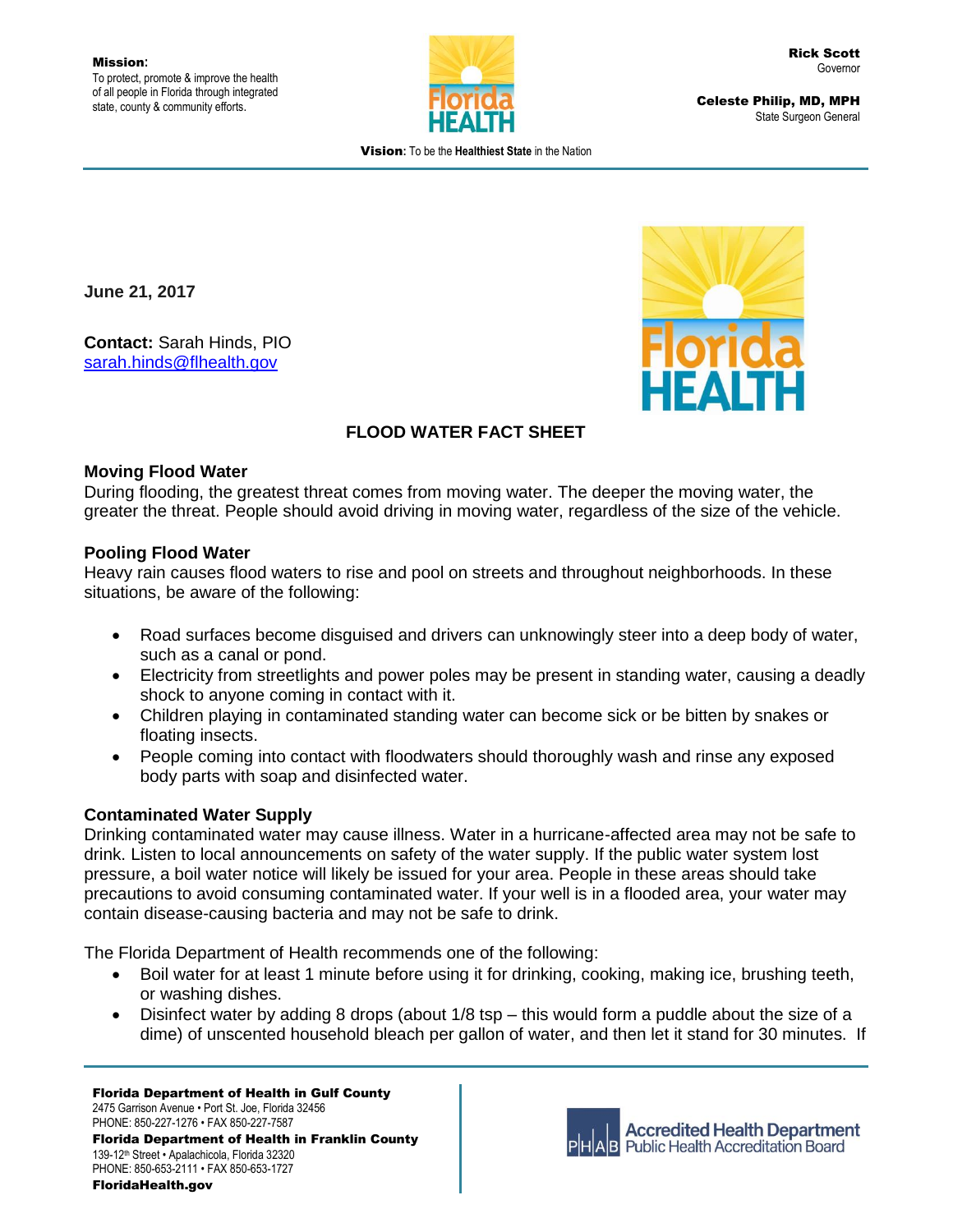**Mission**:
To protect, promote & improve the health of all people in Florida through integrated state, county & community efforts.

**Rick Scott**
Governor

**Celeste Philip, MD, MPH**
State Surgeon General

**Vision**: To be the **Healthiest State** in the Nation

**June 21, 2017**

**Contact:** Sarah Hinds, PIO
sarah.hinds@flhealth.gov

## FLOOD WATER FACT SHEET

### Moving Flood Water

During flooding, the greatest threat comes from moving water. The deeper the moving water, the greater the threat. People should avoid driving in moving water, regardless of the size of the vehicle.

### Pooling Flood Water

Heavy rain causes flood waters to rise and pool on streets and throughout neighborhoods. In these situations, be aware of the following:

- Road surfaces become disguised and drivers can unknowingly steer into a deep body of water, such as a canal or pond.
- Electricity from streetlights and power poles may be present in standing water, causing a deadly shock to anyone coming in contact with it.
- Children playing in contaminated standing water can become sick or be bitten by snakes or floating insects.
- People coming into contact with floodwaters should thoroughly wash and rinse any exposed body parts with soap and disinfected water.

### Contaminated Water Supply

Drinking contaminated water may cause illness. Water in a hurricane-affected area may not be safe to drink. Listen to local announcements on safety of the water supply. If the public water system lost pressure, a boil water notice will likely be issued for your area. People in these areas should take precautions to avoid consuming contaminated water. If your well is in a flooded area, your water may contain disease-causing bacteria and may not be safe to drink.

The Florida Department of Health recommends one of the following:

- Boil water for at least 1 minute before using it for drinking, cooking, making ice, brushing teeth, or washing dishes.
- Disinfect water by adding 8 drops (about 1/8 tsp – this would form a puddle about the size of a dime) of unscented household bleach per gallon of water, and then let it stand for 30 minutes. If

**Florida Department of Health in Gulf County**
2475 Garrison Avenue • Port St. Joe, Florida 32456
PHONE: 850-227-1276 • FAX 850-227-7587
**Florida Department of Health in Franklin County**
139-12th Street • Apalachicola, Florida 32320
PHONE: 850-653-2111 • FAX 850-653-1727
**FloridaHealth.gov**

Accredited Health Department
Public Health Accreditation Board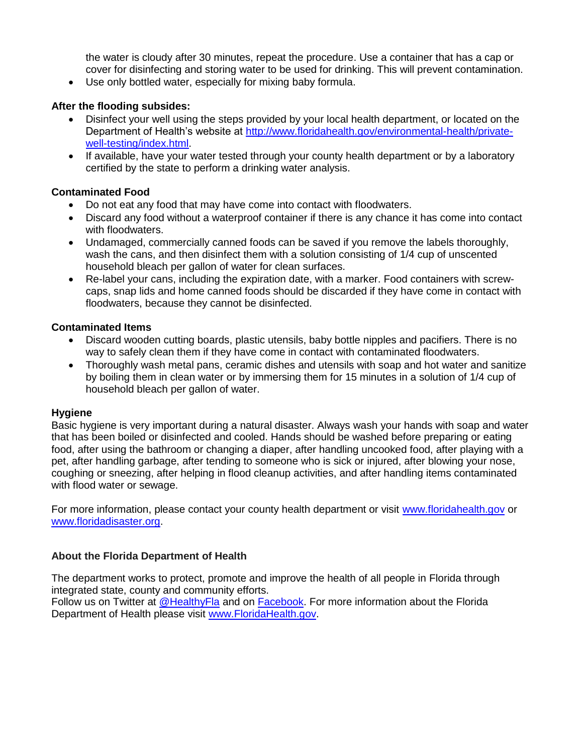the water is cloudy after 30 minutes, repeat the procedure. Use a container that has a cap or cover for disinfecting and storing water to be used for drinking. This will prevent contamination.

- Use only bottled water, especially for mixing baby formula.

**After the flooding subsides:**

- Disinfect your well using the steps provided by your local health department, or located on the Department of Health's website at [http://www.floridahealth.gov/environmental-health/private-well-testing/index.html](http://www.floridahealth.gov/environmental-health/private-well-testing/index.html).
- If available, have your water tested through your county health department or by a laboratory certified by the state to perform a drinking water analysis.

**Contaminated Food**

- Do not eat any food that may have come into contact with floodwaters.
- Discard any food without a waterproof container if there is any chance it has come into contact with floodwaters.
- Undamaged, commercially canned foods can be saved if you remove the labels thoroughly, wash the cans, and then disinfect them with a solution consisting of 1/4 cup of unscented household bleach per gallon of water for clean surfaces.
- Re-label your cans, including the expiration date, with a marker. Food containers with screw-caps, snap lids and home canned foods should be discarded if they have come in contact with floodwaters, because they cannot be disinfected.

**Contaminated Items**

- Discard wooden cutting boards, plastic utensils, baby bottle nipples and pacifiers. There is no way to safely clean them if they have come in contact with contaminated floodwaters.
- Thoroughly wash metal pans, ceramic dishes and utensils with soap and hot water and sanitize by boiling them in clean water or by immersing them for 15 minutes in a solution of 1/4 cup of household bleach per gallon of water.

**Hygiene**

Basic hygiene is very important during a natural disaster. Always wash your hands with soap and water that has been boiled or disinfected and cooled. Hands should be washed before preparing or eating food, after using the bathroom or changing a diaper, after handling uncooked food, after playing with a pet, after handling garbage, after tending to someone who is sick or injured, after blowing your nose, coughing or sneezing, after helping in flood cleanup activities, and after handling items contaminated with flood water or sewage.

For more information, please contact your county health department or visit [www.floridahealth.gov](http://www.floridahealth.gov) or [www.floridadisaster.org](http://www.floridadisaster.org).

**About the Florida Department of Health**

The department works to protect, promote and improve the health of all people in Florida through integrated state, county and community efforts.
Follow us on Twitter at [@HealthyFla](https://twitter.com/HealthyFla) and on [Facebook](https://www.facebook.com). For more information about the Florida Department of Health please visit [www.FloridaHealth.gov](http://www.FloridaHealth.gov).